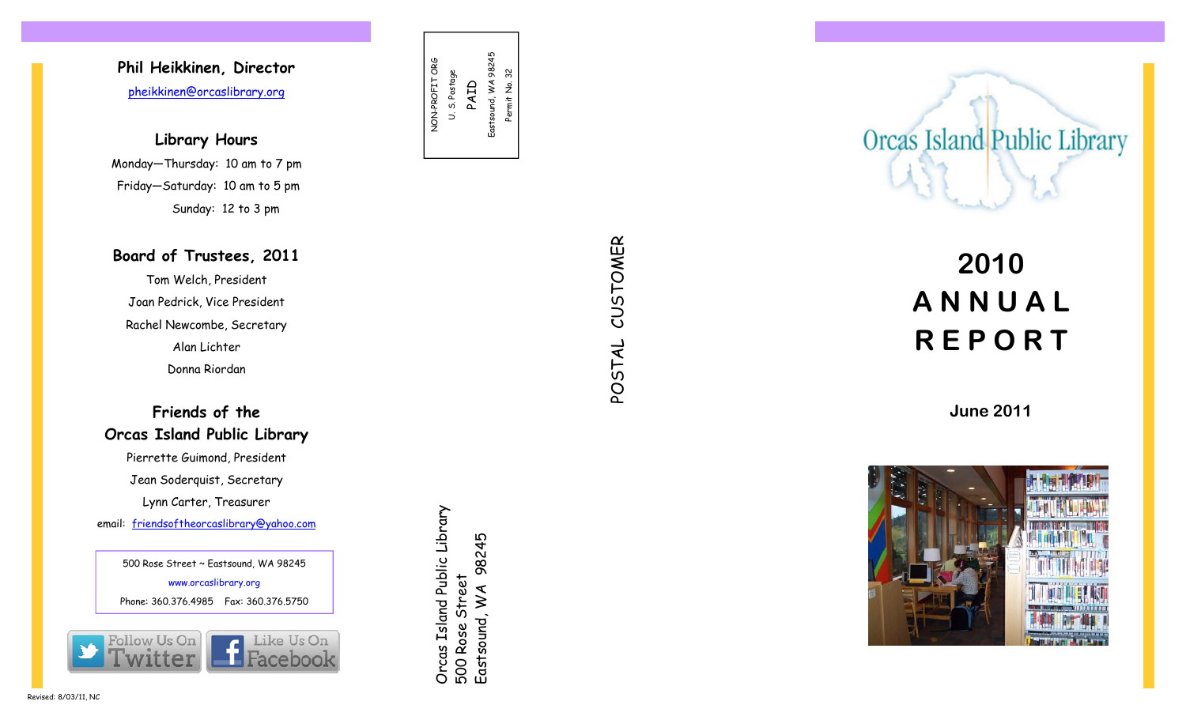**Phil Heikkinen, Director**

pheikkinen@orcaslibrary.org

## Library Hours

Monday—Thursday: 10 am to 7 pm

Friday—Saturday: 10 am to 5 pm

Sunday: 12 to 3 pm

## Board of Trustees, 2011

Tom Welch, President

Joan Pedrick, Vice President

Rachel Newcombe, Secretary

Alan Lichter

Donna Riordan

## Friends of the Orcas Island Public Library

Pierrette Guimond, President

Jean Soderquist, Secretary

Lynn Carter, Treasurer

email: friendsoftheorcaslibrary@yahoo.com

500 Rose Street ~ Eastsound, WA 98245

www.orcaslibrary.org

Phone: 360.376.4985 Fax: 360.376.5750

Follow Us On Twitter

Like Us On Facebook

Revised: 8/03/11, NC

NON-PROFIT ORG
U. S. Postage
PAID
Eastsound, WA 98245
Permit No. 32

POSTAL CUSTOMER

Orcas Island Public Library
500 Rose Street
Eastsound, WA 98245

Orcas Island Public Library

# 2010 ANNUAL REPORT

**June 2011**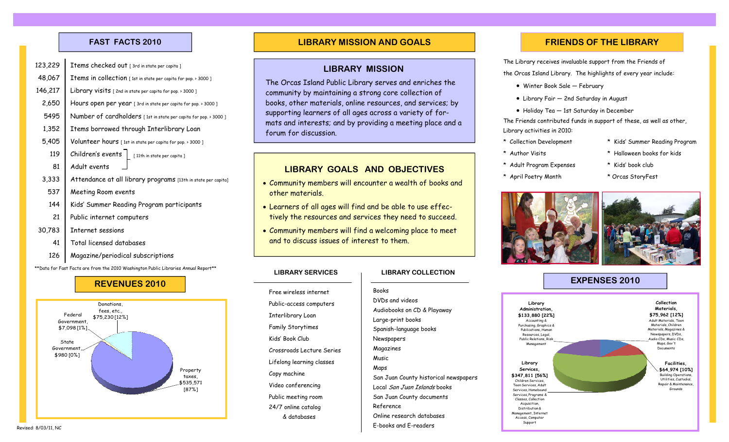## FAST FACTS 2010

| | |
|---|---|
| 123,229 | Items checked out [ 3rd in state per capita ] |
| 48,067 | Items in collection [ 1st in state per capita for pop. > 3000 ] |
| 146,217 | Library visits [ 2nd in state per capita for pop. > 3000 ] |
| 2,650 | Hours open per year [ 3rd in state per capita for pop. > 3000 ] |
| 5495 | Number of cardholders [ 1st in state per capita for pop. > 3000 ] |
| 1,352 | Items borrowed through Interlibrary Loan |
| 5,405 | Volunteer hours [ 1st in state per capita for pop. > 3000 ] |
| 119 | Children's events [ 11th in state per capita ] |
| 81 | Adult events |
| 3,333 | Attendance at all library programs [13th in state per capita] |
| 537 | Meeting Room events |
| 144 | Kids' Summer Reading Program participants |
| 21 | Public internet computers |
| 30,783 | Internet sessions |
| 41 | Total licensed databases |
| 126 | Magazine/periodical subscriptions |

**Data for Fast Facts are from the 2010 Washington Public Libraries Annual Report**

## REVENUES 2010

Donations, fees, etc., $75,230 [12%]
Federal Government, $7,098 [1%]
State Government, $980 [0%]
Property taxes, $535,571 [87%]

Revised: 8/03/11, NC

## LIBRARY MISSION AND GOALS

### LIBRARY MISSION

The Orcas Island Public Library serves and enriches the community by maintaining a strong core collection of books, other materials, online resources, and services; by supporting learners of all ages across a variety of formats and interests; and by providing a meeting place and a forum for discussion.

### LIBRARY GOALS AND OBJECTIVES

- Community members will encounter a wealth of books and other materials.
- Learners of all ages will find and be able to use effectively the resources and services they need to succeed.
- Community members will find a welcoming place to meet and to discuss issues of interest to them.

### LIBRARY SERVICES

- Free wireless internet
- Public-access computers
- Interlibrary Loan
- Family Storytimes
- Kids' Book Club
- Crossroads Lecture Series
- Lifelong learning classes
- Copy machine
- Video conferencing
- Public meeting room
- 24/7 online catalog & databases

### LIBRARY COLLECTION

- Books
- DVDs and videos
- Audiobooks on CD & Playaway
- Large-print books
- Spanish-language books
- Newspapers
- Magazines
- Music
- Maps
- San Juan County historical newspapers
- Local *San Juan Islands* books
- San Juan County documents
- Reference
- Online research databases
- E-books and E-readers

## FRIENDS OF THE LIBRARY

The Library receives invaluable support from the Friends of the Orcas Island Library. The highlights of every year include:

- Winter Book Sale — February
- Library Fair — 2nd Saturday in August
- Holiday Tea — 1st Saturday in December

The Friends contributed funds in support of these, as well as other, Library activities in 2010:

* Collection Development
* Author Visits
* Adult Program Expenses
* April Poetry Month
* Kids' Summer Reading Program
* Halloween books for kids
* Kids' book club
* Orcas StoryFest

## EXPENSES 2010

Library Administration, $133,880 [22%]
Accounting & Purchasing, Graphics & Publications, Human Resources, Legal, Public Relations, Risk Management

Collection Materials, $75,962 [12%]
Adult Materials, Teen Materials, Children Materials, Magazines & Newspapers, DVDs, Audio CDs, Music CDs, Maps, Gov't Documents

Library Services, $347,811 [56%]
Children Services, Teen Services, Adult Services, Homebound Services, Programs & Classes, Collection Acquisition, Distribution & Management, Internet Access, Computer Support

Facilities, $64,974 [10%]
Building Operations, Utilities, Custodial, Repair & Maintenance, Grounds